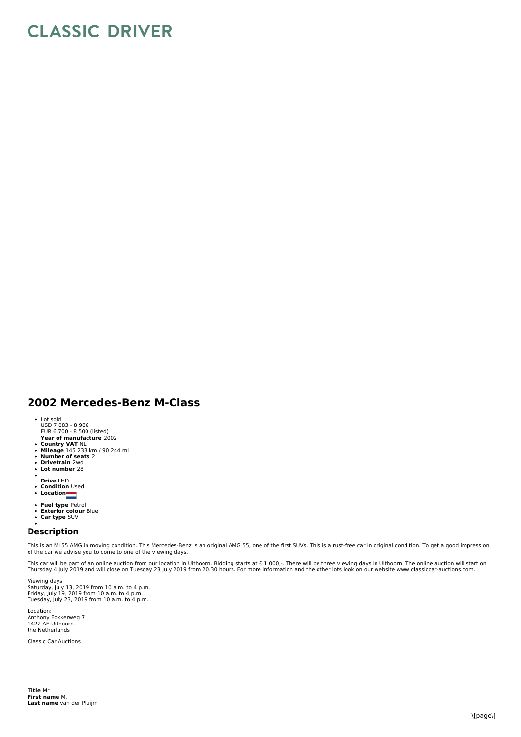# CLASSIC DRIVER

## 2002 Mercedes-Benz M-Class

- Lot sold  
  USD 7 083 - 8 986  
  EUR 6 700 - 8 500 (listed)  
  **Year of manufacture** 2002
- **Country VAT** NL
- **Mileage** 145 233 km / 90 244 mi
- **Number of seats** 2
- **Drivetrain** 2wd
- **Lot number** 28
- **Drive** LHD
- **Condition** Used
- **Location**
- **Fuel type** Petrol
- **Exterior colour** Blue
- **Car type** SUV

### Description

This is an ML55 AMG in moving condition. This Mercedes-Benz is an original AMG 55, one of the first SUVs. This is a rust-free car in original condition. To get a good impression of the car we advise you to come to one of the viewing days.

This car will be part of an online auction from our location in Uithoorn. Bidding starts at € 1.000,-. There will be three viewing days in Uithoorn. The online auction will start on Thursday 4 July 2019 and will close on Tuesday 23 July 2019 from 20.30 hours. For more information and the other lots look on our website www.classiccar-auctions.com.

Viewing days  
Saturday, July 13, 2019 from 10 a.m. to 4 p.m.  
Friday, July 19, 2019 from 10 a.m. to 4 p.m.  
Tuesday, July 23, 2019 from 10 a.m. to 4 p.m.

Location:  
Anthony Fokkerweg 7  
1422 AE Uithoorn  
the Netherlands

Classic Car Auctions

**Title** Mr  
**First name** M.  
**Last name** van der Pluijm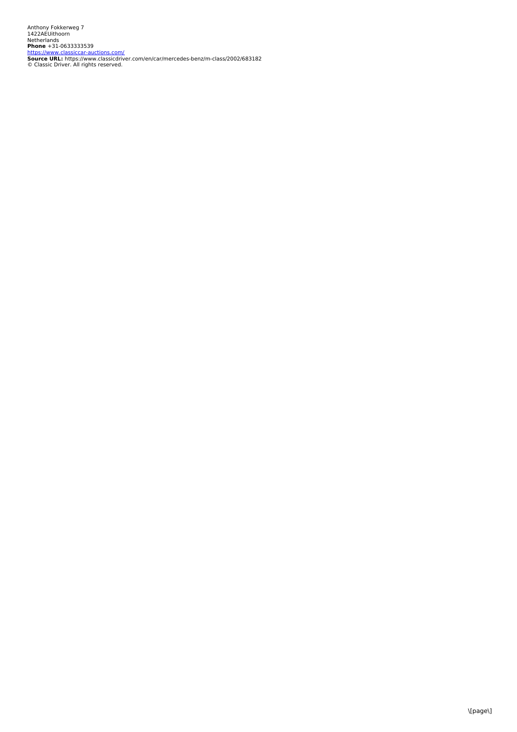Anthony Fokkerweg 7
1422AEUithoorn
Netherlands
**Phone** +31-0633333539
https://www.classiccar-auctions.com/
**Source URL:** https://www.classicdriver.com/en/car/mercedes-benz/m-class/2002/683182
© Classic Driver. All rights reserved.